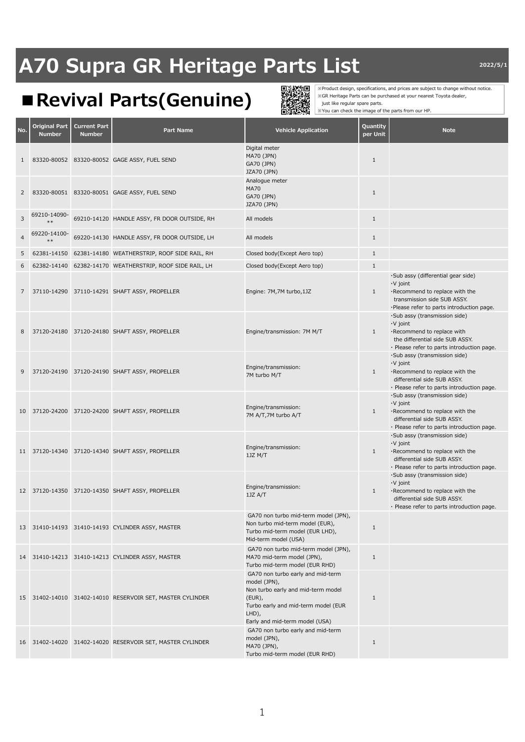# A70 Supra GR Heritage Parts List

2022/5/1

## ■Revival Parts(Genuine)

※Product design, specifications, and prices are subject to change without notice.
※GR Heritage Parts can be purchased at your nearest Toyota dealer, just like regular spare parts.
※You can check the image of the parts from our HP.

| No. | Original Part Number | Current Part Number | Part Name | Vehicle Application | Quantity per Unit | Note |
|---|---|---|---|---|---|---|
| 1 | 83320-80052 | 83320-80052 | GAGE ASSY, FUEL SEND | Digital meter<br>MA70 (JPN)<br>GA70 (JPN)<br>JZA70 (JPN) | 1 | |
| 2 | 83320-80051 | 83320-80051 | GAGE ASSY, FUEL SEND | Analogue meter<br>MA70<br>GA70 (JPN)<br>JZA70 (JPN) | 1 | |
| 3 | 69210-14090-** | 69210-14120 | HANDLE ASSY, FR DOOR OUTSIDE, RH | All models | 1 | |
| 4 | 69220-14100-** | 69220-14130 | HANDLE ASSY, FR DOOR OUTSIDE, LH | All models | 1 | |
| 5 | 62381-14150 | 62381-14180 | WEATHERSTRIP, ROOF SIDE RAIL, RH | Closed body(Except Aero top) | 1 | |
| 6 | 62382-14140 | 62382-14170 | WEATHERSTRIP, ROOF SIDE RAIL, LH | Closed body(Except Aero top) | 1 | |
| 7 | 37110-14290 | 37110-14291 | SHAFT ASSY, PROPELLER | Engine: 7M,7M turbo,1JZ | 1 | ·Sub assy (differential gear side)<br>·V joint<br>·Recommend to replace with the transmission side SUB ASSY.<br>·Please refer to parts introduction page. |
| 8 | 37120-24180 | 37120-24180 | SHAFT ASSY, PROPELLER | Engine/transmission: 7M M/T | 1 | ·Sub assy (transmission side)<br>·V joint<br>·Recommend to replace with the differential side SUB ASSY.<br>· Please refer to parts introduction page. |
| 9 | 37120-24190 | 37120-24190 | SHAFT ASSY, PROPELLER | Engine/transmission:<br>7M turbo M/T | 1 | ·Sub assy (transmission side)<br>·V joint<br>·Recommend to replace with the differential side SUB ASSY.<br>· Please refer to parts introduction page. |
| 10 | 37120-24200 | 37120-24200 | SHAFT ASSY, PROPELLER | Engine/transmission:<br>7M A/T,7M turbo A/T | 1 | ·Sub assy (transmission side)<br>·V joint<br>·Recommend to replace with the differential side SUB ASSY.<br>· Please refer to parts introduction page. |
| 11 | 37120-14340 | 37120-14340 | SHAFT ASSY, PROPELLER | Engine/transmission:<br>1JZ M/T | 1 | ·Sub assy (transmission side)<br>·V joint<br>·Recommend to replace with the differential side SUB ASSY.<br>· Please refer to parts introduction page. |
| 12 | 37120-14350 | 37120-14350 | SHAFT ASSY, PROPELLER | Engine/transmission:<br>1JZ A/T | 1 | ·Sub assy (transmission side)<br>·V joint<br>·Recommend to replace with the differential side SUB ASSY.<br>· Please refer to parts introduction page. |
| 13 | 31410-14193 | 31410-14193 | CYLINDER ASSY, MASTER | GA70 non turbo mid-term model (JPN),<br>Non turbo mid-term model (EUR),<br>Turbo mid-term model (EUR LHD),<br>Mid-term model (USA) | 1 | |
| 14 | 31410-14213 | 31410-14213 | CYLINDER ASSY, MASTER | GA70 non turbo mid-term model (JPN),<br>MA70 mid-term model (JPN),<br>Turbo mid-term model (EUR RHD) | 1 | |
| 15 | 31402-14010 | 31402-14010 | RESERVOIR SET, MASTER CYLINDER | GA70 non turbo early and mid-term model (JPN),<br>Non turbo early and mid-term model (EUR),<br>Turbo early and mid-term model (EUR LHD),<br>Early and mid-term model (USA) | 1 | |
| 16 | 31402-14020 | 31402-14020 | RESERVOIR SET, MASTER CYLINDER | GA70 non turbo early and mid-term model (JPN),<br>MA70 (JPN),<br>Turbo mid-term model (EUR RHD) | 1 | |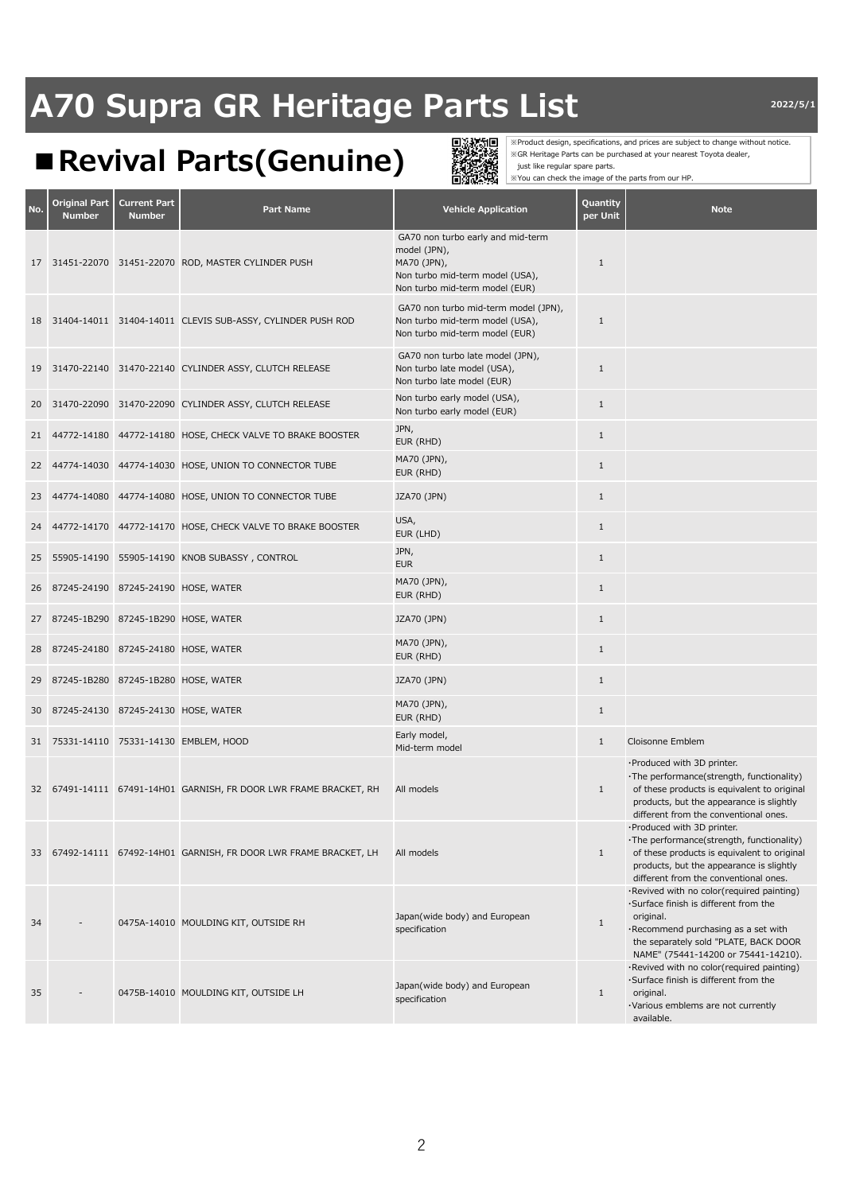# A70 Supra GR Heritage Parts List

2022/5/1

## ■Revival Parts(Genuine)

※Product design, specifications, and prices are subject to change without notice.
※GR Heritage Parts can be purchased at your nearest Toyota dealer, just like regular spare parts.
※You can check the image of the parts from our HP.

| No. | Original Part Number | Current Part Number | Part Name | Vehicle Application | Quantity per Unit | Note |
|---|---|---|---|---|---|---|
| 17 | 31451-22070 | 31451-22070 | ROD, MASTER CYLINDER PUSH | GA70 non turbo early and mid-term model (JPN), MA70 (JPN), Non turbo mid-term model (USA), Non turbo mid-term model (EUR) | 1 | |
| 18 | 31404-14011 | 31404-14011 | CLEVIS SUB-ASSY, CYLINDER PUSH ROD | GA70 non turbo mid-term model (JPN), Non turbo mid-term model (USA), Non turbo mid-term model (EUR) | 1 | |
| 19 | 31470-22140 | 31470-22140 | CYLINDER ASSY, CLUTCH RELEASE | GA70 non turbo late model (JPN), Non turbo late model (USA), Non turbo late model (EUR) | 1 | |
| 20 | 31470-22090 | 31470-22090 | CYLINDER ASSY, CLUTCH RELEASE | Non turbo early model (USA), Non turbo early model (EUR) | 1 | |
| 21 | 44772-14180 | 44772-14180 | HOSE, CHECK VALVE TO BRAKE BOOSTER | JPN, EUR (RHD) | 1 | |
| 22 | 44774-14030 | 44774-14030 | HOSE, UNION TO CONNECTOR TUBE | MA70 (JPN), EUR (RHD) | 1 | |
| 23 | 44774-14080 | 44774-14080 | HOSE, UNION TO CONNECTOR TUBE | JZA70 (JPN) | 1 | |
| 24 | 44772-14170 | 44772-14170 | HOSE, CHECK VALVE TO BRAKE BOOSTER | USA, EUR (LHD) | 1 | |
| 25 | 55905-14190 | 55905-14190 | KNOB SUBASSY , CONTROL | JPN, EUR | 1 | |
| 26 | 87245-24190 | 87245-24190 | HOSE, WATER | MA70 (JPN), EUR (RHD) | 1 | |
| 27 | 87245-1B290 | 87245-1B290 | HOSE, WATER | JZA70 (JPN) | 1 | |
| 28 | 87245-24180 | 87245-24180 | HOSE, WATER | MA70 (JPN), EUR (RHD) | 1 | |
| 29 | 87245-1B280 | 87245-1B280 | HOSE, WATER | JZA70 (JPN) | 1 | |
| 30 | 87245-24130 | 87245-24130 | HOSE, WATER | MA70 (JPN), EUR (RHD) | 1 | |
| 31 | 75331-14110 | 75331-14130 | EMBLEM, HOOD | Early model, Mid-term model | 1 | Cloisonne Emblem |
| 32 | 67491-14111 | 67491-14H01 | GARNISH, FR DOOR LWR FRAME BRACKET, RH | All models | 1 | ·Produced with 3D printer. ·The performance(strength, functionality) of these products is equivalent to original products, but the appearance is slightly different from the conventional ones. |
| 33 | 67492-14111 | 67492-14H01 | GARNISH, FR DOOR LWR FRAME BRACKET, LH | All models | 1 | ·Produced with 3D printer. ·The performance(strength, functionality) of these products is equivalent to original products, but the appearance is slightly different from the conventional ones. |
| 34 | - | 0475A-14010 | MOULDING KIT, OUTSIDE RH | Japan(wide body) and European specification | 1 | ·Revived with no color(required painting) ·Surface finish is different from the original. ·Recommend purchasing as a set with the separately sold "PLATE, BACK DOOR NAME" (75441-14200 or 75441-14210). |
| 35 | - | 0475B-14010 | MOULDING KIT, OUTSIDE LH | Japan(wide body) and European specification | 1 | ·Revived with no color(required painting) ·Surface finish is different from the original. ·Various emblems are not currently available. |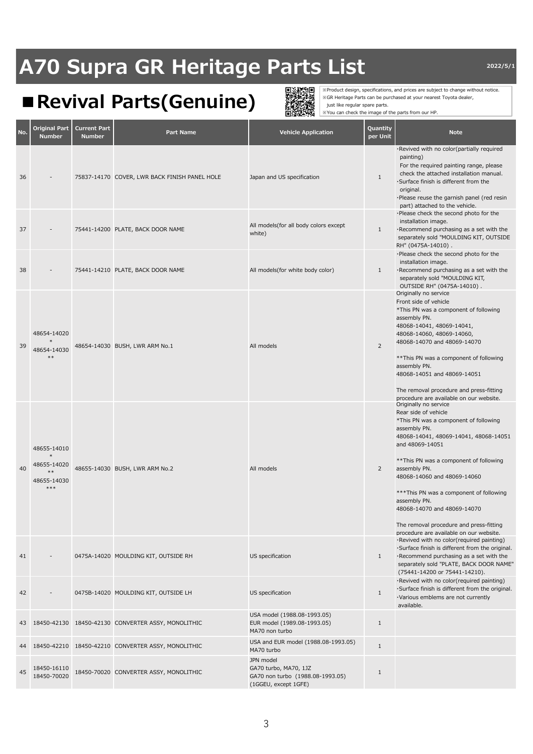# A70 Supra GR Heritage Parts List

2022/5/1

## ■Revival Parts(Genuine)

※Product design, specifications, and prices are subject to change without notice.
※GR Heritage Parts can be purchased at your nearest Toyota dealer, just like regular spare parts.
※You can check the image of the parts from our HP.

| No. | Original Part Number | Current Part Number | Part Name | Vehicle Application | Quantity per Unit | Note |
|---|---|---|---|---|---|---|
| 36 | - | 75837-14170 | COVER, LWR BACK FINISH PANEL HOLE | Japan and US specification | 1 | ·Revived with no color(partially required painting) For the required painting range, please check the attached installation manual. ·Surface finish is different from the original. ·Please reuse the garnish panel (red resin part) attached to the vehicle. |
| 37 | - | 75441-14200 | PLATE, BACK DOOR NAME | All models(for all body colors except white) | 1 | ·Please check the second photo for the installation image. ·Recommend purchasing as a set with the separately sold "MOULDING KIT, OUTSIDE RH" (0475A-14010) . |
| 38 | - | 75441-14210 | PLATE, BACK DOOR NAME | All models(for white body color) | 1 | ·Please check the second photo for the installation image. ·Recommend purchasing as a set with the separately sold "MOULDING KIT, OUTSIDE RH" (0475A-14010) . |
| 39 | 48654-14020 * 48654-14030 ** | 48654-14030 | BUSH, LWR ARM No.1 | All models | 2 | Originally no service Front side of vehicle *This PN was a component of following assembly PN. 48068-14041, 48069-14041, 48068-14060, 48069-14060, 48068-14070 and 48069-14070 **This PN was a component of following assembly PN. 48068-14051 and 48069-14051 The removal procedure and press-fitting procedure are available on our website. |
| 40 | 48655-14010 * 48655-14020 ** 48655-14030 *** | 48655-14030 | BUSH, LWR ARM No.2 | All models | 2 | Originally no service Rear side of vehicle *This PN was a component of following assembly PN. 48068-14041, 48069-14041, 48068-14051 and 48069-14051 **This PN was a component of following assembly PN. 48068-14060 and 48069-14060 ***This PN was a component of following assembly PN. 48068-14070 and 48069-14070 The removal procedure and press-fitting procedure are available on our website. |
| 41 | - | 0475A-14020 | MOULDING KIT, OUTSIDE RH | US specification | 1 | ·Revived with no color(required painting) ·Surface finish is different from the original. ·Recommend purchasing as a set with the separately sold "PLATE, BACK DOOR NAME" (75441-14200 or 75441-14210). |
| 42 | - | 0475B-14020 | MOULDING KIT, OUTSIDE LH | US specification | 1 | ·Revived with no color(required painting) ·Surface finish is different from the original. ·Various emblems are not currently available. |
| 43 | 18450-42130 | 18450-42130 | CONVERTER ASSY, MONOLITHIC | USA model (1988.08-1993.05) EUR model (1989.08-1993.05) MA70 non turbo | 1 | |
| 44 | 18450-42210 | 18450-42210 | CONVERTER ASSY, MONOLITHIC | USA and EUR model (1988.08-1993.05) MA70 turbo | 1 | |
| 45 | 18450-16110 18450-70020 | 18450-70020 | CONVERTER ASSY, MONOLITHIC | JPN model GA70 turbo, MA70, 1JZ GA70 non turbo (1988.08-1993.05) (1GGEU, except 1GFE) | 1 | |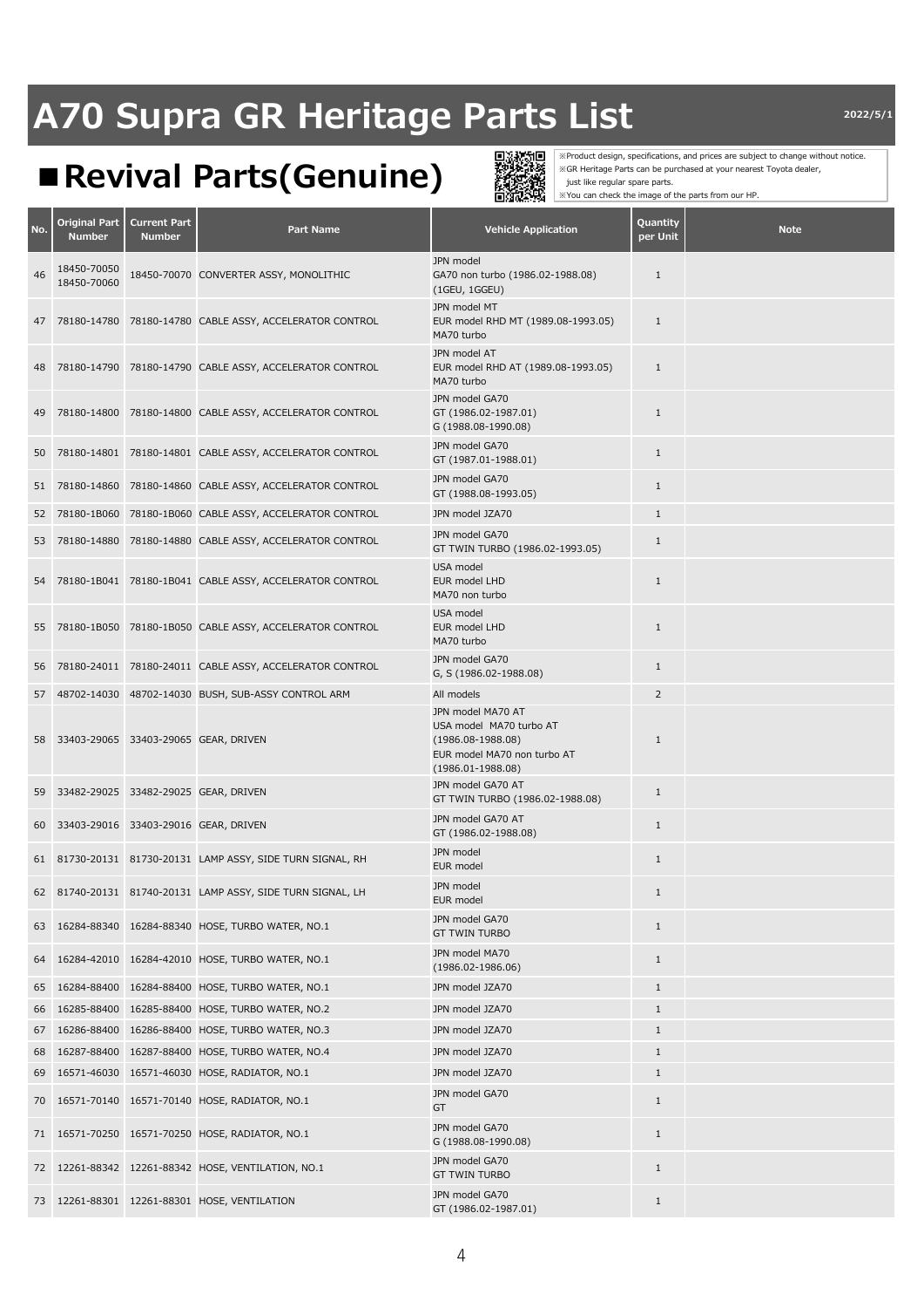# A70 Supra GR Heritage Parts List

2022/5/1

## ■Revival Parts(Genuine)

※Product design, specifications, and prices are subject to change without notice.
※GR Heritage Parts can be purchased at your nearest Toyota dealer, just like regular spare parts.
※You can check the image of the parts from our HP.

| No. | Original Part Number | Current Part Number | Part Name | Vehicle Application | Quantity per Unit | Note |
|---|---|---|---|---|---|---|
| 46 | 18450-70050<br>18450-70060 | 18450-70070 | CONVERTER ASSY, MONOLITHIC | JPN model<br>GA70 non turbo (1986.02-1988.08)<br>(1GEU, 1GGEU) | 1 | |
| 47 | 78180-14780 | 78180-14780 | CABLE ASSY, ACCELERATOR CONTROL | JPN model MT<br>EUR model RHD MT (1989.08-1993.05)<br>MA70 turbo | 1 | |
| 48 | 78180-14790 | 78180-14790 | CABLE ASSY, ACCELERATOR CONTROL | JPN model AT<br>EUR model RHD AT (1989.08-1993.05)<br>MA70 turbo | 1 | |
| 49 | 78180-14800 | 78180-14800 | CABLE ASSY, ACCELERATOR CONTROL | JPN model GA70<br>GT (1986.02-1987.01)<br>G (1988.08-1990.08) | 1 | |
| 50 | 78180-14801 | 78180-14801 | CABLE ASSY, ACCELERATOR CONTROL | JPN model GA70<br>GT (1987.01-1988.01) | 1 | |
| 51 | 78180-14860 | 78180-14860 | CABLE ASSY, ACCELERATOR CONTROL | JPN model GA70<br>GT (1988.08-1993.05) | 1 | |
| 52 | 78180-1B060 | 78180-1B060 | CABLE ASSY, ACCELERATOR CONTROL | JPN model JZA70 | 1 | |
| 53 | 78180-14880 | 78180-14880 | CABLE ASSY, ACCELERATOR CONTROL | JPN model GA70<br>GT TWIN TURBO (1986.02-1993.05) | 1 | |
| 54 | 78180-1B041 | 78180-1B041 | CABLE ASSY, ACCELERATOR CONTROL | USA model<br>EUR model LHD<br>MA70 non turbo | 1 | |
| 55 | 78180-1B050 | 78180-1B050 | CABLE ASSY, ACCELERATOR CONTROL | USA model<br>EUR model LHD<br>MA70 turbo | 1 | |
| 56 | 78180-24011 | 78180-24011 | CABLE ASSY, ACCELERATOR CONTROL | JPN model GA70<br>G, S (1986.02-1988.08) | 1 | |
| 57 | 48702-14030 | 48702-14030 | BUSH, SUB-ASSY CONTROL ARM | All models | 2 | |
| 58 | 33403-29065 | 33403-29065 | GEAR, DRIVEN | JPN model MA70 AT<br>USA model MA70 turbo AT<br>(1986.08-1988.08)<br>EUR model MA70 non turbo AT<br>(1986.01-1988.08) | 1 | |
| 59 | 33482-29025 | 33482-29025 | GEAR, DRIVEN | JPN model GA70 AT<br>GT TWIN TURBO (1986.02-1988.08) | 1 | |
| 60 | 33403-29016 | 33403-29016 | GEAR, DRIVEN | JPN model GA70 AT<br>GT (1986.02-1988.08) | 1 | |
| 61 | 81730-20131 | 81730-20131 | LAMP ASSY, SIDE TURN SIGNAL, RH | JPN model<br>EUR model | 1 | |
| 62 | 81740-20131 | 81740-20131 | LAMP ASSY, SIDE TURN SIGNAL, LH | JPN model<br>EUR model | 1 | |
| 63 | 16284-88340 | 16284-88340 | HOSE, TURBO WATER, NO.1 | JPN model GA70<br>GT TWIN TURBO | 1 | |
| 64 | 16284-42010 | 16284-42010 | HOSE, TURBO WATER, NO.1 | JPN model MA70<br>(1986.02-1986.06) | 1 | |
| 65 | 16284-88400 | 16284-88400 | HOSE, TURBO WATER, NO.1 | JPN model JZA70 | 1 | |
| 66 | 16285-88400 | 16285-88400 | HOSE, TURBO WATER, NO.2 | JPN model JZA70 | 1 | |
| 67 | 16286-88400 | 16286-88400 | HOSE, TURBO WATER, NO.3 | JPN model JZA70 | 1 | |
| 68 | 16287-88400 | 16287-88400 | HOSE, TURBO WATER, NO.4 | JPN model JZA70 | 1 | |
| 69 | 16571-46030 | 16571-46030 | HOSE, RADIATOR, NO.1 | JPN model JZA70 | 1 | |
| 70 | 16571-70140 | 16571-70140 | HOSE, RADIATOR, NO.1 | JPN model GA70<br>GT | 1 | |
| 71 | 16571-70250 | 16571-70250 | HOSE, RADIATOR, NO.1 | JPN model GA70<br>G (1988.08-1990.08) | 1 | |
| 72 | 12261-88342 | 12261-88342 | HOSE, VENTILATION, NO.1 | JPN model GA70<br>GT TWIN TURBO | 1 | |
| 73 | 12261-88301 | 12261-88301 | HOSE, VENTILATION | JPN model GA70<br>GT (1986.02-1987.01) | 1 | |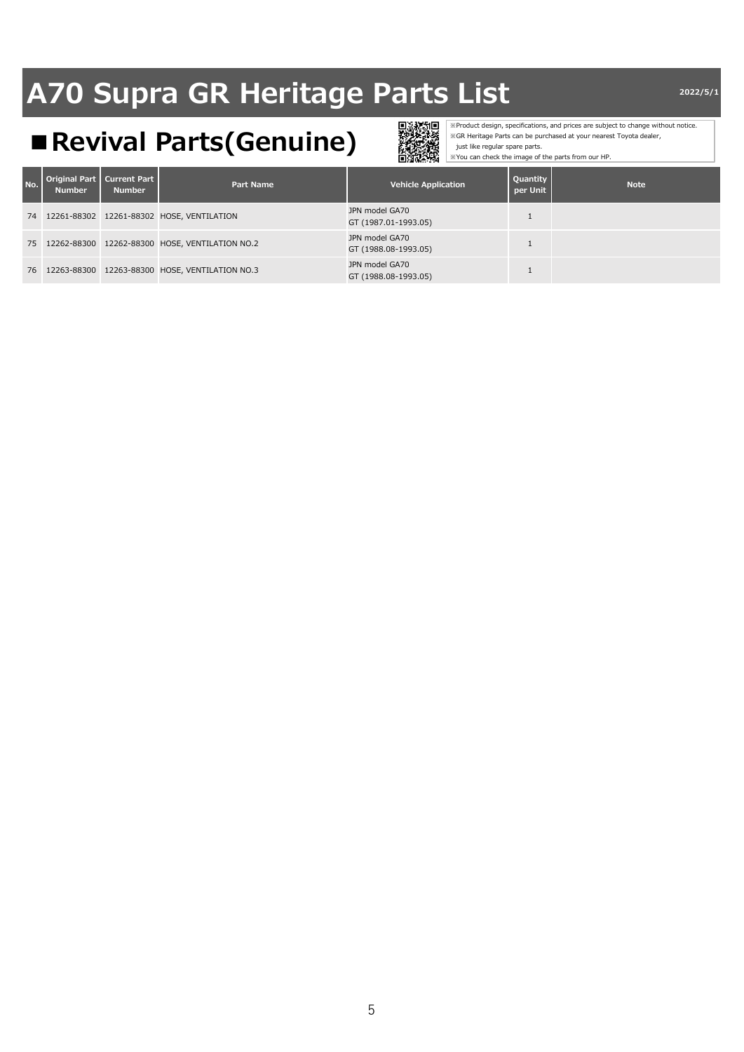# A70 Supra GR Heritage Parts List

2022/5/1

## ■Revival Parts(Genuine)

※Product design, specifications, and prices are subject to change without notice.
※GR Heritage Parts can be purchased at your nearest Toyota dealer, just like regular spare parts.
※You can check the image of the parts from our HP.

| No. | Original Part Number | Current Part Number | Part Name | Vehicle Application | Quantity per Unit | Note |
|---|---|---|---|---|---|---|
| 74 | 12261-88302 | 12261-88302 | HOSE, VENTILATION | JPN model GA70<br>GT (1987.01-1993.05) | 1 | |
| 75 | 12262-88300 | 12262-88300 | HOSE, VENTILATION NO.2 | JPN model GA70<br>GT (1988.08-1993.05) | 1 | |
| 76 | 12263-88300 | 12263-88300 | HOSE, VENTILATION NO.3 | JPN model GA70<br>GT (1988.08-1993.05) | 1 | |